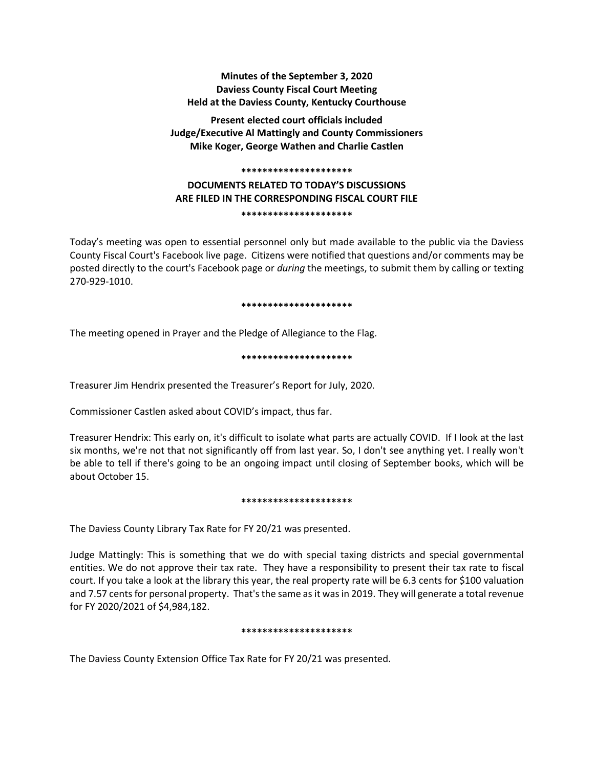**Minutes of the September 3, 2020**
**Daviess County Fiscal Court Meeting**
**Held at the Daviess County, Kentucky Courthouse**

**Present elected court officials included**
**Judge/Executive Al Mattingly and County Commissioners**
**Mike Koger, George Wathen and Charlie Castlen**

**********************

**DOCUMENTS RELATED TO TODAY'S DISCUSSIONS**
**ARE FILED IN THE CORRESPONDING FISCAL COURT FILE**

**********************

Today's meeting was open to essential personnel only but made available to the public via the Daviess County Fiscal Court's Facebook live page. Citizens were notified that questions and/or comments may be posted directly to the court's Facebook page or *during* the meetings, to submit them by calling or texting 270-929-1010.

**********************

The meeting opened in Prayer and the Pledge of Allegiance to the Flag.

**********************

Treasurer Jim Hendrix presented the Treasurer's Report for July, 2020.

Commissioner Castlen asked about COVID's impact, thus far.

Treasurer Hendrix: This early on, it's difficult to isolate what parts are actually COVID. If I look at the last six months, we're not that not significantly off from last year. So, I don't see anything yet. I really won't be able to tell if there's going to be an ongoing impact until closing of September books, which will be about October 15.

**********************

The Daviess County Library Tax Rate for FY 20/21 was presented.

Judge Mattingly: This is something that we do with special taxing districts and special governmental entities. We do not approve their tax rate. They have a responsibility to present their tax rate to fiscal court. If you take a look at the library this year, the real property rate will be 6.3 cents for $100 valuation and 7.57 cents for personal property. That's the same as it was in 2019. They will generate a total revenue for FY 2020/2021 of $4,984,182.

**********************

The Daviess County Extension Office Tax Rate for FY 20/21 was presented.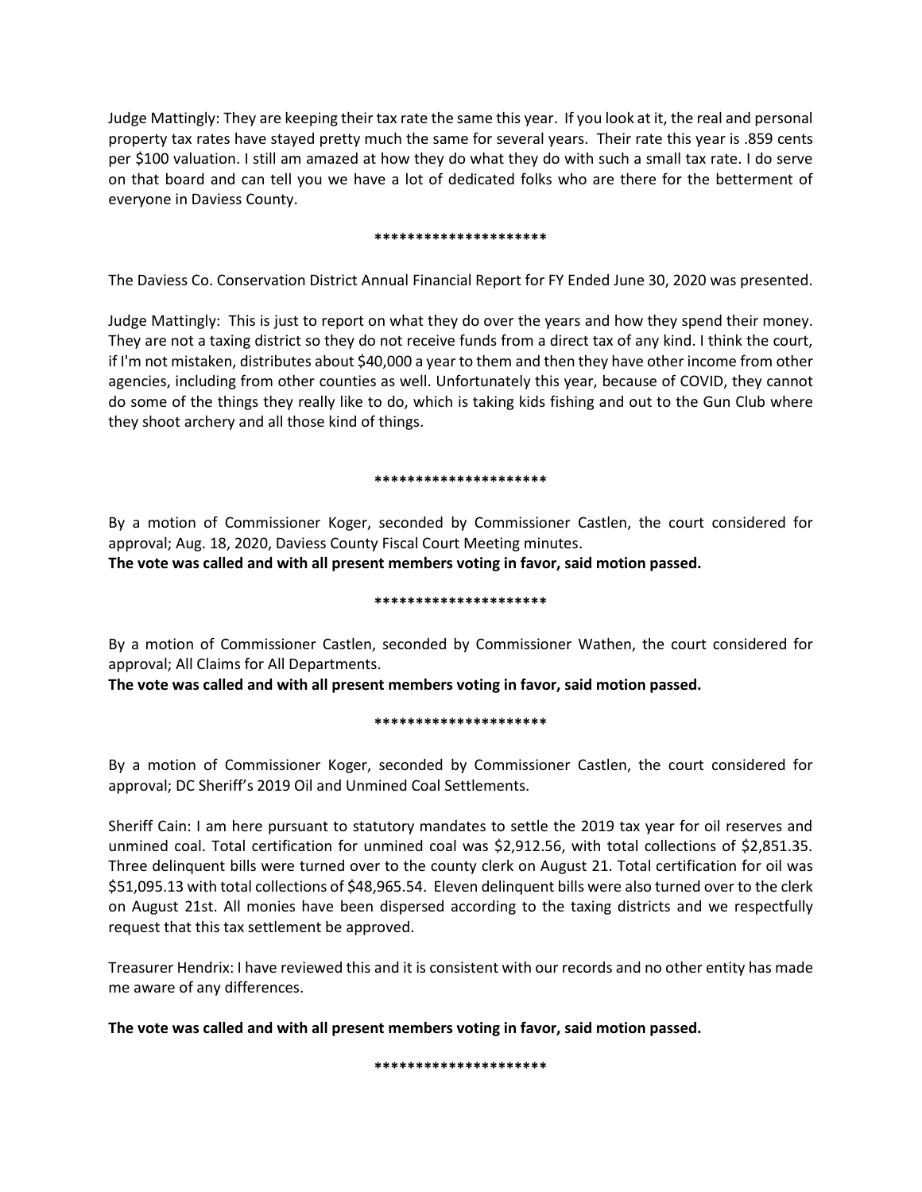Judge Mattingly: They are keeping their tax rate the same this year. If you look at it, the real and personal property tax rates have stayed pretty much the same for several years. Their rate this year is .859 cents per $100 valuation. I still am amazed at how they do what they do with such a small tax rate. I do serve on that board and can tell you we have a lot of dedicated folks who are there for the betterment of everyone in Daviess County.

*********************

The Daviess Co. Conservation District Annual Financial Report for FY Ended June 30, 2020 was presented.

Judge Mattingly: This is just to report on what they do over the years and how they spend their money. They are not a taxing district so they do not receive funds from a direct tax of any kind. I think the court, if I'm not mistaken, distributes about $40,000 a year to them and then they have other income from other agencies, including from other counties as well. Unfortunately this year, because of COVID, they cannot do some of the things they really like to do, which is taking kids fishing and out to the Gun Club where they shoot archery and all those kind of things.

*********************

By a motion of Commissioner Koger, seconded by Commissioner Castlen, the court considered for approval; Aug. 18, 2020, Daviess County Fiscal Court Meeting minutes.
**The vote was called and with all present members voting in favor, said motion passed.**

*********************

By a motion of Commissioner Castlen, seconded by Commissioner Wathen, the court considered for approval; All Claims for All Departments.
**The vote was called and with all present members voting in favor, said motion passed.**

*********************

By a motion of Commissioner Koger, seconded by Commissioner Castlen, the court considered for approval; DC Sheriff's 2019 Oil and Unmined Coal Settlements.

Sheriff Cain: I am here pursuant to statutory mandates to settle the 2019 tax year for oil reserves and unmined coal. Total certification for unmined coal was $2,912.56, with total collections of $2,851.35. Three delinquent bills were turned over to the county clerk on August 21. Total certification for oil was $51,095.13 with total collections of $48,965.54. Eleven delinquent bills were also turned over to the clerk on August 21st. All monies have been dispersed according to the taxing districts and we respectfully request that this tax settlement be approved.

Treasurer Hendrix: I have reviewed this and it is consistent with our records and no other entity has made me aware of any differences.

**The vote was called and with all present members voting in favor, said motion passed.**

*********************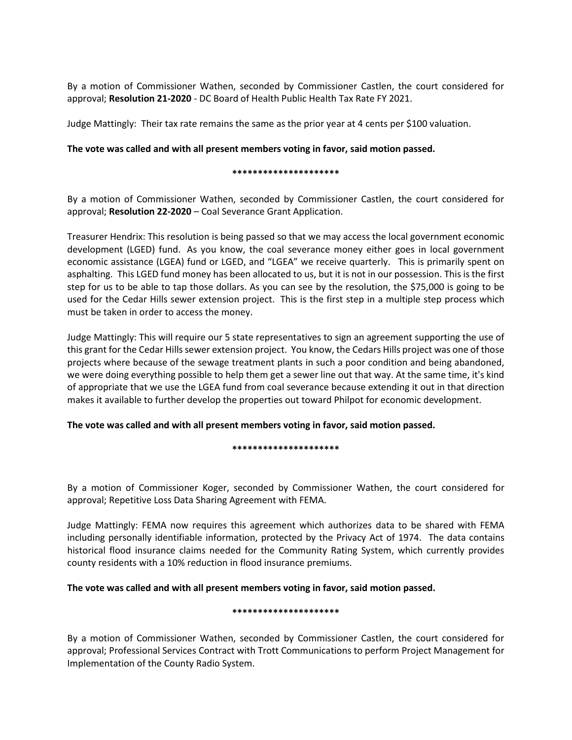By a motion of Commissioner Wathen, seconded by Commissioner Castlen, the court considered for approval; **Resolution 21-2020** - DC Board of Health Public Health Tax Rate FY 2021.

Judge Mattingly: Their tax rate remains the same as the prior year at 4 cents per $100 valuation.

**The vote was called and with all present members voting in favor, said motion passed.**

**********************

By a motion of Commissioner Wathen, seconded by Commissioner Castlen, the court considered for approval; **Resolution 22-2020** – Coal Severance Grant Application.

Treasurer Hendrix: This resolution is being passed so that we may access the local government economic development (LGED) fund. As you know, the coal severance money either goes in local government economic assistance (LGEA) fund or LGED, and "LGEA" we receive quarterly. This is primarily spent on asphalting. This LGED fund money has been allocated to us, but it is not in our possession. This is the first step for us to be able to tap those dollars. As you can see by the resolution, the $75,000 is going to be used for the Cedar Hills sewer extension project. This is the first step in a multiple step process which must be taken in order to access the money.

Judge Mattingly: This will require our 5 state representatives to sign an agreement supporting the use of this grant for the Cedar Hills sewer extension project. You know, the Cedars Hills project was one of those projects where because of the sewage treatment plants in such a poor condition and being abandoned, we were doing everything possible to help them get a sewer line out that way. At the same time, it's kind of appropriate that we use the LGEA fund from coal severance because extending it out in that direction makes it available to further develop the properties out toward Philpot for economic development.

**The vote was called and with all present members voting in favor, said motion passed.**

**********************

By a motion of Commissioner Koger, seconded by Commissioner Wathen, the court considered for approval; Repetitive Loss Data Sharing Agreement with FEMA.

Judge Mattingly: FEMA now requires this agreement which authorizes data to be shared with FEMA including personally identifiable information, protected by the Privacy Act of 1974. The data contains historical flood insurance claims needed for the Community Rating System, which currently provides county residents with a 10% reduction in flood insurance premiums.

**The vote was called and with all present members voting in favor, said motion passed.**

**********************

By a motion of Commissioner Wathen, seconded by Commissioner Castlen, the court considered for approval; Professional Services Contract with Trott Communications to perform Project Management for Implementation of the County Radio System.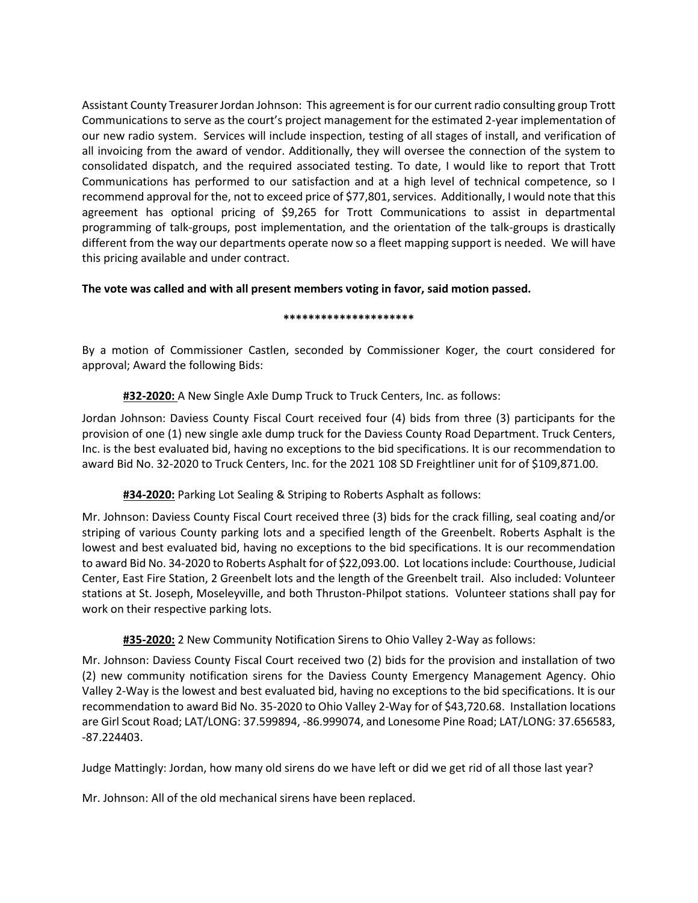Assistant County Treasurer Jordan Johnson: This agreement is for our current radio consulting group Trott Communications to serve as the court's project management for the estimated 2-year implementation of our new radio system. Services will include inspection, testing of all stages of install, and verification of all invoicing from the award of vendor. Additionally, they will oversee the connection of the system to consolidated dispatch, and the required associated testing. To date, I would like to report that Trott Communications has performed to our satisfaction and at a high level of technical competence, so I recommend approval for the, not to exceed price of $77,801, services. Additionally, I would note that this agreement has optional pricing of $9,265 for Trott Communications to assist in departmental programming of talk-groups, post implementation, and the orientation of the talk-groups is drastically different from the way our departments operate now so a fleet mapping support is needed. We will have this pricing available and under contract.

**The vote was called and with all present members voting in favor, said motion passed.**

**********************

By a motion of Commissioner Castlen, seconded by Commissioner Koger, the court considered for approval; Award the following Bids:

**#32-2020:** A New Single Axle Dump Truck to Truck Centers, Inc. as follows:

Jordan Johnson: Daviess County Fiscal Court received four (4) bids from three (3) participants for the provision of one (1) new single axle dump truck for the Daviess County Road Department. Truck Centers, Inc. is the best evaluated bid, having no exceptions to the bid specifications. It is our recommendation to award Bid No. 32-2020 to Truck Centers, Inc. for the 2021 108 SD Freightliner unit for of $109,871.00.

**#34-2020:** Parking Lot Sealing & Striping to Roberts Asphalt as follows:

Mr. Johnson: Daviess County Fiscal Court received three (3) bids for the crack filling, seal coating and/or striping of various County parking lots and a specified length of the Greenbelt. Roberts Asphalt is the lowest and best evaluated bid, having no exceptions to the bid specifications. It is our recommendation to award Bid No. 34-2020 to Roberts Asphalt for of $22,093.00. Lot locations include: Courthouse, Judicial Center, East Fire Station, 2 Greenbelt lots and the length of the Greenbelt trail. Also included: Volunteer stations at St. Joseph, Moseleyville, and both Thruston-Philpot stations. Volunteer stations shall pay for work on their respective parking lots.

**#35-2020:** 2 New Community Notification Sirens to Ohio Valley 2-Way as follows:

Mr. Johnson: Daviess County Fiscal Court received two (2) bids for the provision and installation of two (2) new community notification sirens for the Daviess County Emergency Management Agency. Ohio Valley 2-Way is the lowest and best evaluated bid, having no exceptions to the bid specifications. It is our recommendation to award Bid No. 35-2020 to Ohio Valley 2-Way for of $43,720.68. Installation locations are Girl Scout Road; LAT/LONG: 37.599894, -86.999074, and Lonesome Pine Road; LAT/LONG: 37.656583, -87.224403.

Judge Mattingly: Jordan, how many old sirens do we have left or did we get rid of all those last year?

Mr. Johnson: All of the old mechanical sirens have been replaced.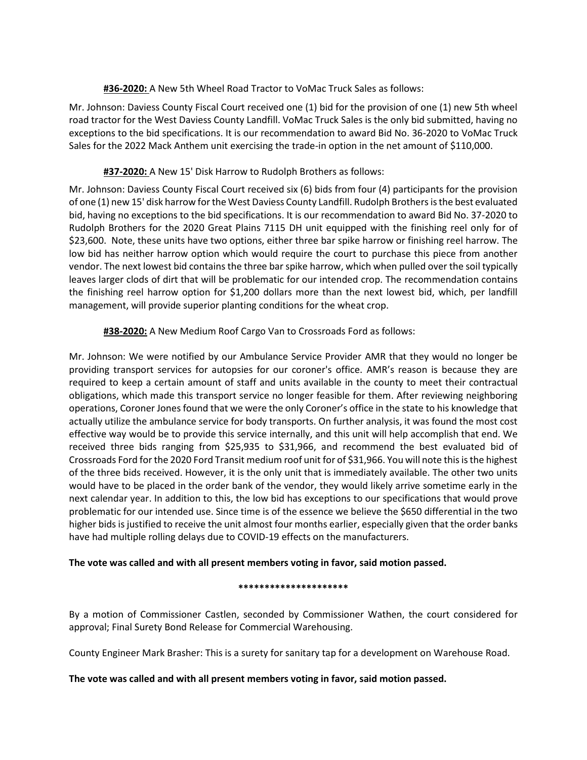**#36-2020:** A New 5th Wheel Road Tractor to VoMac Truck Sales as follows:

Mr. Johnson: Daviess County Fiscal Court received one (1) bid for the provision of one (1) new 5th wheel road tractor for the West Daviess County Landfill. VoMac Truck Sales is the only bid submitted, having no exceptions to the bid specifications. It is our recommendation to award Bid No. 36-2020 to VoMac Truck Sales for the 2022 Mack Anthem unit exercising the trade-in option in the net amount of $110,000.

**#37-2020:** A New 15' Disk Harrow to Rudolph Brothers as follows:

Mr. Johnson: Daviess County Fiscal Court received six (6) bids from four (4) participants for the provision of one (1) new 15' disk harrow for the West Daviess County Landfill. Rudolph Brothers is the best evaluated bid, having no exceptions to the bid specifications. It is our recommendation to award Bid No. 37-2020 to Rudolph Brothers for the 2020 Great Plains 7115 DH unit equipped with the finishing reel only for of $23,600. Note, these units have two options, either three bar spike harrow or finishing reel harrow. The low bid has neither harrow option which would require the court to purchase this piece from another vendor. The next lowest bid contains the three bar spike harrow, which when pulled over the soil typically leaves larger clods of dirt that will be problematic for our intended crop. The recommendation contains the finishing reel harrow option for $1,200 dollars more than the next lowest bid, which, per landfill management, will provide superior planting conditions for the wheat crop.

**#38-2020:** A New Medium Roof Cargo Van to Crossroads Ford as follows:

Mr. Johnson: We were notified by our Ambulance Service Provider AMR that they would no longer be providing transport services for autopsies for our coroner's office. AMR's reason is because they are required to keep a certain amount of staff and units available in the county to meet their contractual obligations, which made this transport service no longer feasible for them. After reviewing neighboring operations, Coroner Jones found that we were the only Coroner's office in the state to his knowledge that actually utilize the ambulance service for body transports. On further analysis, it was found the most cost effective way would be to provide this service internally, and this unit will help accomplish that end. We received three bids ranging from $25,935 to $31,966, and recommend the best evaluated bid of Crossroads Ford for the 2020 Ford Transit medium roof unit for of $31,966. You will note this is the highest of the three bids received. However, it is the only unit that is immediately available. The other two units would have to be placed in the order bank of the vendor, they would likely arrive sometime early in the next calendar year. In addition to this, the low bid has exceptions to our specifications that would prove problematic for our intended use. Since time is of the essence we believe the $650 differential in the two higher bids is justified to receive the unit almost four months earlier, especially given that the order banks have had multiple rolling delays due to COVID-19 effects on the manufacturers.

**The vote was called and with all present members voting in favor, said motion passed.**

********************

By a motion of Commissioner Castlen, seconded by Commissioner Wathen, the court considered for approval; Final Surety Bond Release for Commercial Warehousing.

County Engineer Mark Brasher: This is a surety for sanitary tap for a development on Warehouse Road.

**The vote was called and with all present members voting in favor, said motion passed.**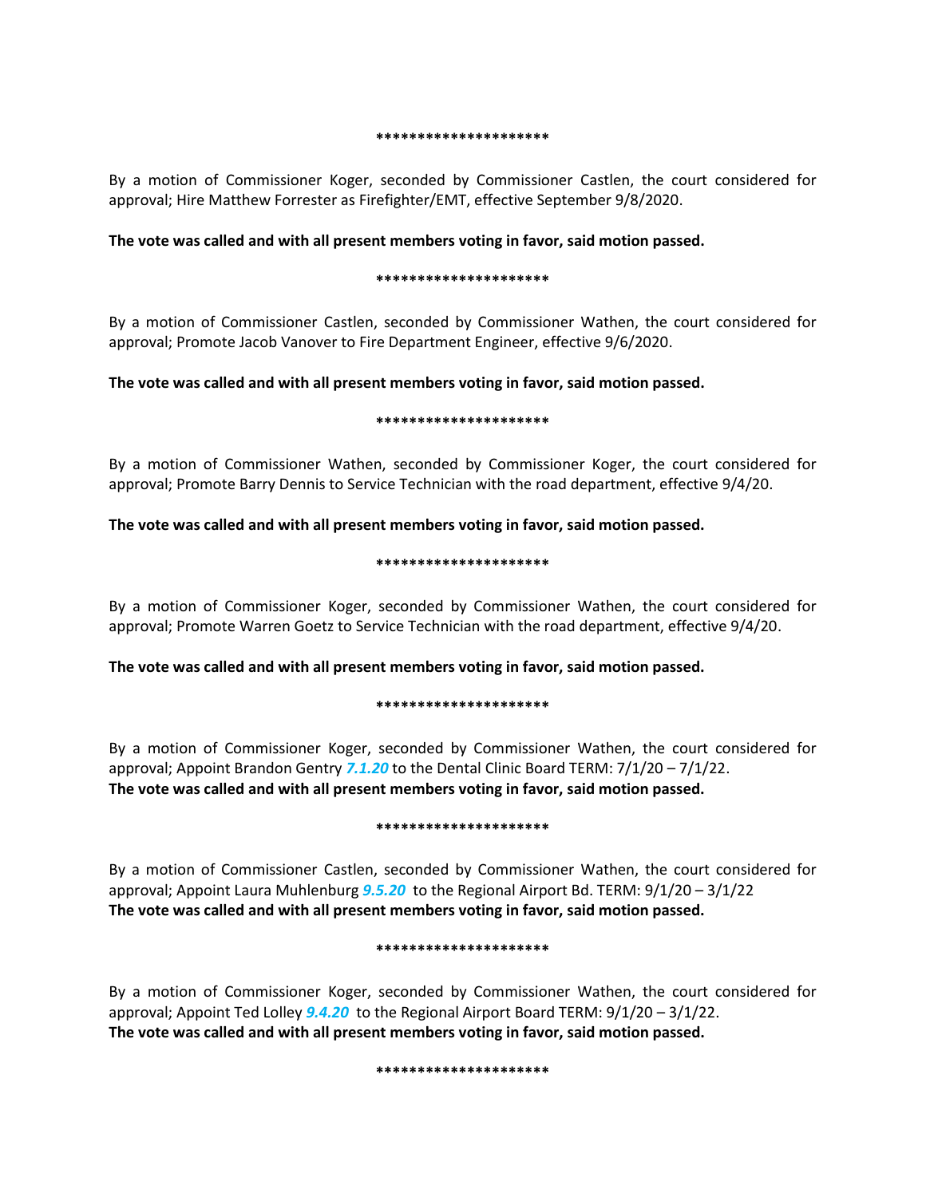*********************

By a motion of Commissioner Koger, seconded by Commissioner Castlen, the court considered for approval; Hire Matthew Forrester as Firefighter/EMT, effective September 9/8/2020.

**The vote was called and with all present members voting in favor, said motion passed.**

*********************

By a motion of Commissioner Castlen, seconded by Commissioner Wathen, the court considered for approval; Promote Jacob Vanover to Fire Department Engineer, effective 9/6/2020.

**The vote was called and with all present members voting in favor, said motion passed.**

*********************

By a motion of Commissioner Wathen, seconded by Commissioner Koger, the court considered for approval; Promote Barry Dennis to Service Technician with the road department, effective 9/4/20.

**The vote was called and with all present members voting in favor, said motion passed.**

*********************

By a motion of Commissioner Koger, seconded by Commissioner Wathen, the court considered for approval; Promote Warren Goetz to Service Technician with the road department, effective 9/4/20.

**The vote was called and with all present members voting in favor, said motion passed.**

*********************

By a motion of Commissioner Koger, seconded by Commissioner Wathen, the court considered for approval; Appoint Brandon Gentry ***7.1.20*** to the Dental Clinic Board TERM: 7/1/20 – 7/1/22.
**The vote was called and with all present members voting in favor, said motion passed.**

*********************

By a motion of Commissioner Castlen, seconded by Commissioner Wathen, the court considered for approval; Appoint Laura Muhlenburg ***9.5.20*** to the Regional Airport Bd. TERM: 9/1/20 – 3/1/22
**The vote was called and with all present members voting in favor, said motion passed.**

*********************

By a motion of Commissioner Koger, seconded by Commissioner Wathen, the court considered for approval; Appoint Ted Lolley ***9.4.20*** to the Regional Airport Board TERM: 9/1/20 – 3/1/22.
**The vote was called and with all present members voting in favor, said motion passed.**

*********************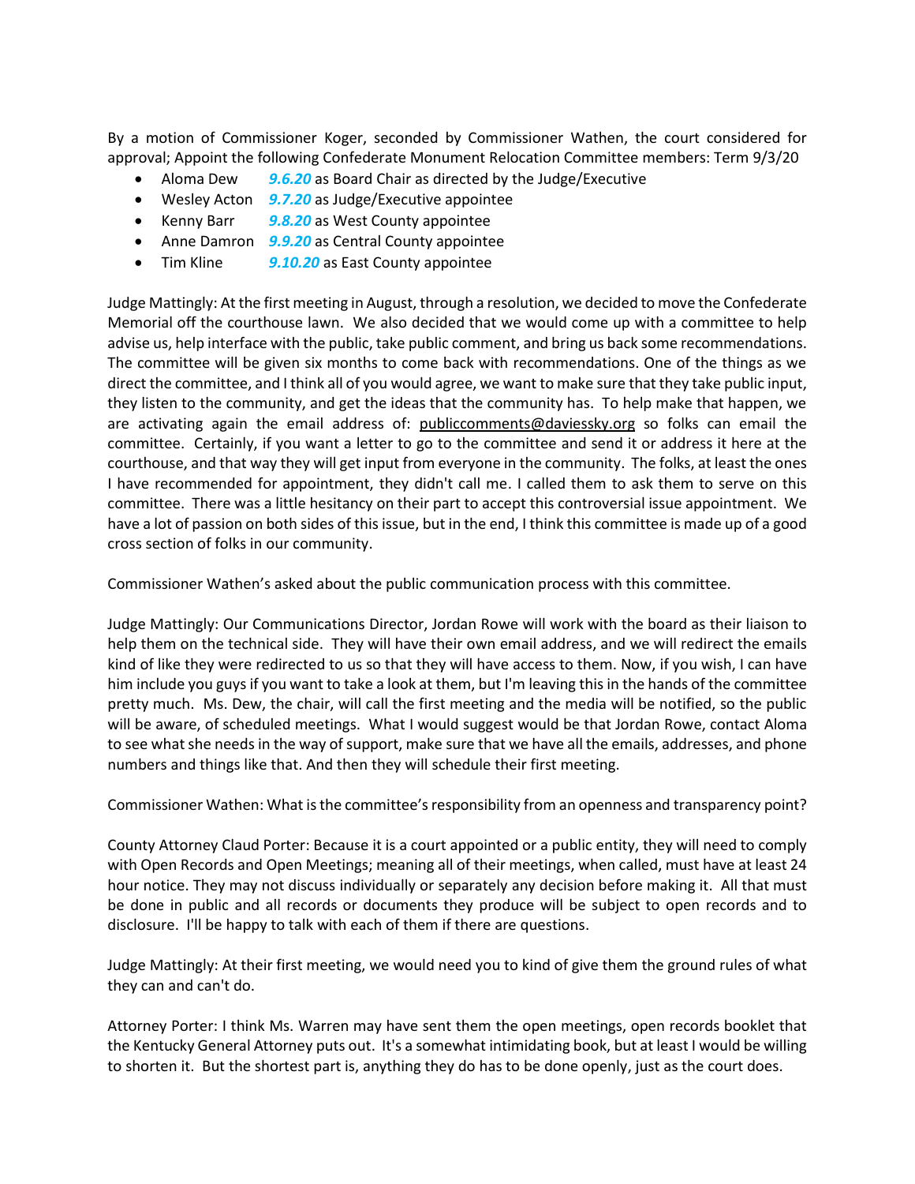By a motion of Commissioner Koger, seconded by Commissioner Wathen, the court considered for approval; Appoint the following Confederate Monument Relocation Committee members: Term 9/3/20

- Aloma Dew ***9.6.20*** as Board Chair as directed by the Judge/Executive
- Wesley Acton ***9.7.20*** as Judge/Executive appointee
- Kenny Barr ***9.8.20*** as West County appointee
- Anne Damron ***9.9.20*** as Central County appointee
- Tim Kline ***9.10.20*** as East County appointee

Judge Mattingly: At the first meeting in August, through a resolution, we decided to move the Confederate Memorial off the courthouse lawn. We also decided that we would come up with a committee to help advise us, help interface with the public, take public comment, and bring us back some recommendations. The committee will be given six months to come back with recommendations. One of the things as we direct the committee, and I think all of you would agree, we want to make sure that they take public input, they listen to the community, and get the ideas that the community has. To help make that happen, we are activating again the email address of: publiccomments@daviessky.org so folks can email the committee. Certainly, if you want a letter to go to the committee and send it or address it here at the courthouse, and that way they will get input from everyone in the community. The folks, at least the ones I have recommended for appointment, they didn't call me. I called them to ask them to serve on this committee. There was a little hesitancy on their part to accept this controversial issue appointment. We have a lot of passion on both sides of this issue, but in the end, I think this committee is made up of a good cross section of folks in our community.

Commissioner Wathen's asked about the public communication process with this committee.

Judge Mattingly: Our Communications Director, Jordan Rowe will work with the board as their liaison to help them on the technical side. They will have their own email address, and we will redirect the emails kind of like they were redirected to us so that they will have access to them. Now, if you wish, I can have him include you guys if you want to take a look at them, but I'm leaving this in the hands of the committee pretty much. Ms. Dew, the chair, will call the first meeting and the media will be notified, so the public will be aware, of scheduled meetings. What I would suggest would be that Jordan Rowe, contact Aloma to see what she needs in the way of support, make sure that we have all the emails, addresses, and phone numbers and things like that. And then they will schedule their first meeting.

Commissioner Wathen: What is the committee's responsibility from an openness and transparency point?

County Attorney Claud Porter: Because it is a court appointed or a public entity, they will need to comply with Open Records and Open Meetings; meaning all of their meetings, when called, must have at least 24 hour notice. They may not discuss individually or separately any decision before making it. All that must be done in public and all records or documents they produce will be subject to open records and to disclosure. I'll be happy to talk with each of them if there are questions.

Judge Mattingly: At their first meeting, we would need you to kind of give them the ground rules of what they can and can't do.

Attorney Porter: I think Ms. Warren may have sent them the open meetings, open records booklet that the Kentucky General Attorney puts out. It's a somewhat intimidating book, but at least I would be willing to shorten it. But the shortest part is, anything they do has to be done openly, just as the court does.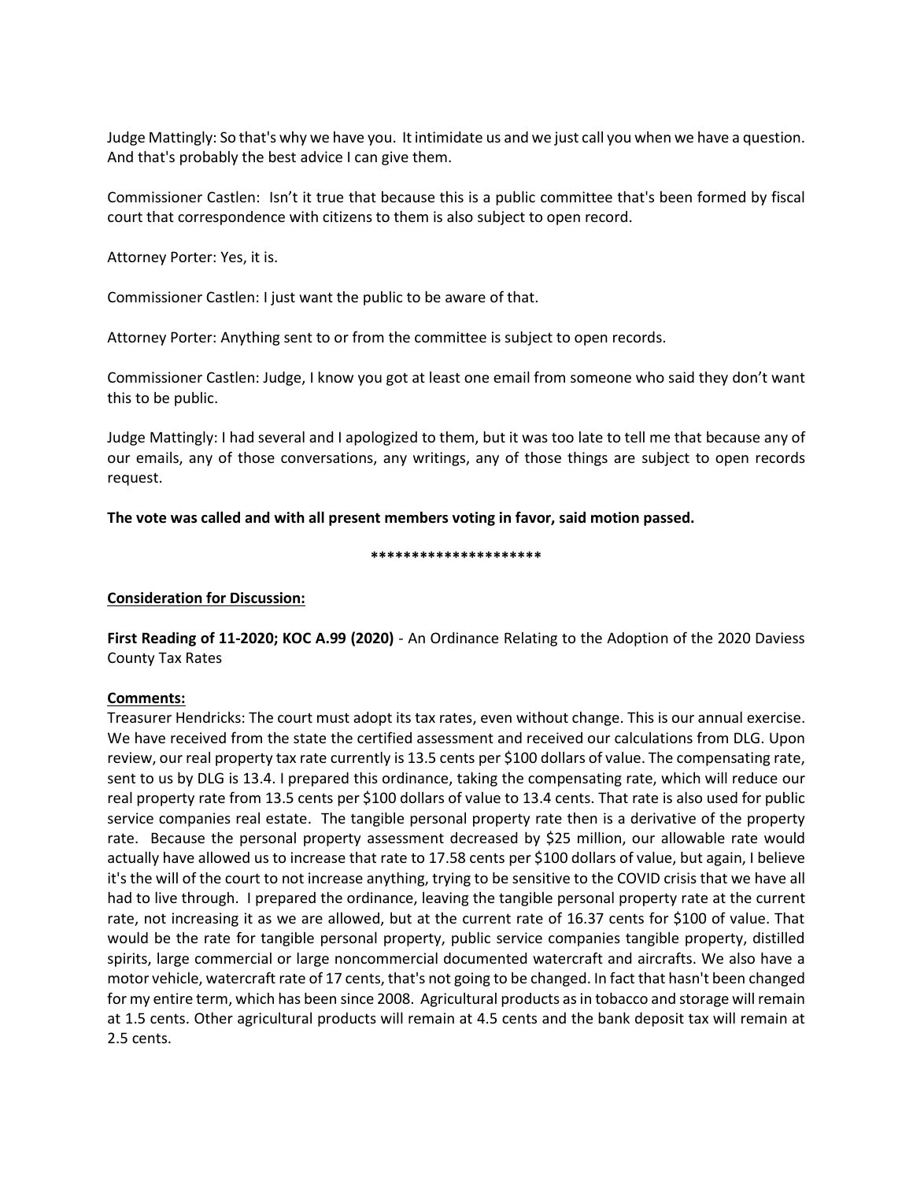Judge Mattingly: So that's why we have you. It intimidate us and we just call you when we have a question. And that's probably the best advice I can give them.

Commissioner Castlen: Isn't it true that because this is a public committee that's been formed by fiscal court that correspondence with citizens to them is also subject to open record.

Attorney Porter: Yes, it is.

Commissioner Castlen: I just want the public to be aware of that.

Attorney Porter: Anything sent to or from the committee is subject to open records.

Commissioner Castlen: Judge, I know you got at least one email from someone who said they don't want this to be public.

Judge Mattingly: I had several and I apologized to them, but it was too late to tell me that because any of our emails, any of those conversations, any writings, any of those things are subject to open records request.

**The vote was called and with all present members voting in favor, said motion passed.**

**********************

**Consideration for Discussion:**

**First Reading of 11-2020; KOC A.99 (2020)** - An Ordinance Relating to the Adoption of the 2020 Daviess County Tax Rates

**Comments:**

Treasurer Hendricks: The court must adopt its tax rates, even without change. This is our annual exercise. We have received from the state the certified assessment and received our calculations from DLG. Upon review, our real property tax rate currently is 13.5 cents per $100 dollars of value. The compensating rate, sent to us by DLG is 13.4. I prepared this ordinance, taking the compensating rate, which will reduce our real property rate from 13.5 cents per $100 dollars of value to 13.4 cents. That rate is also used for public service companies real estate. The tangible personal property rate then is a derivative of the property rate. Because the personal property assessment decreased by $25 million, our allowable rate would actually have allowed us to increase that rate to 17.58 cents per $100 dollars of value, but again, I believe it's the will of the court to not increase anything, trying to be sensitive to the COVID crisis that we have all had to live through. I prepared the ordinance, leaving the tangible personal property rate at the current rate, not increasing it as we are allowed, but at the current rate of 16.37 cents for $100 of value. That would be the rate for tangible personal property, public service companies tangible property, distilled spirits, large commercial or large noncommercial documented watercraft and aircrafts. We also have a motor vehicle, watercraft rate of 17 cents, that's not going to be changed. In fact that hasn't been changed for my entire term, which has been since 2008. Agricultural products as in tobacco and storage will remain at 1.5 cents. Other agricultural products will remain at 4.5 cents and the bank deposit tax will remain at 2.5 cents.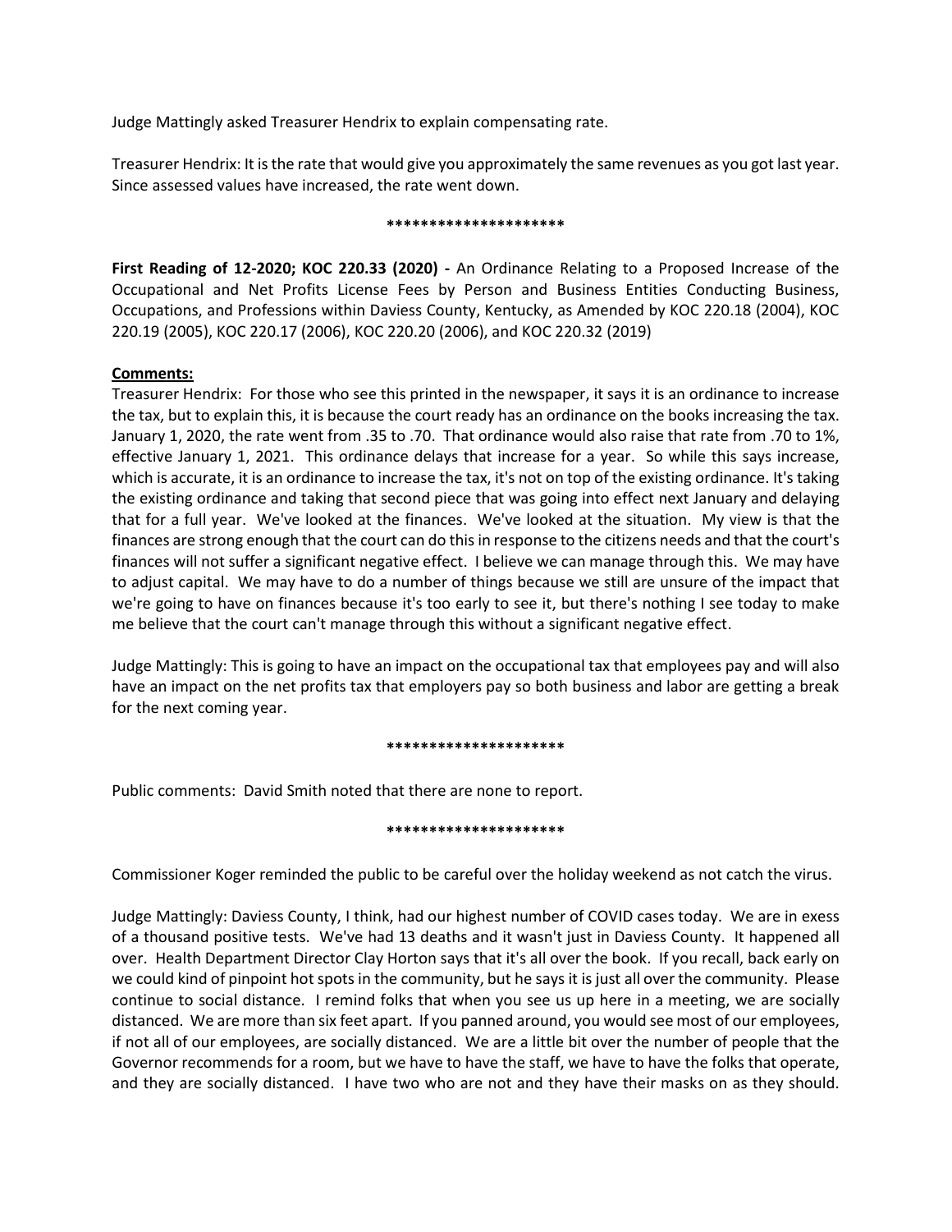Judge Mattingly asked Treasurer Hendrix to explain compensating rate.

Treasurer Hendrix: It is the rate that would give you approximately the same revenues as you got last year. Since assessed values have increased, the rate went down.

*********************

**First Reading of 12-2020; KOC 220.33 (2020) -** An Ordinance Relating to a Proposed Increase of the Occupational and Net Profits License Fees by Person and Business Entities Conducting Business, Occupations, and Professions within Daviess County, Kentucky, as Amended by KOC 220.18 (2004), KOC 220.19 (2005), KOC 220.17 (2006), KOC 220.20 (2006), and KOC 220.32 (2019)

**Comments:**

Treasurer Hendrix: For those who see this printed in the newspaper, it says it is an ordinance to increase the tax, but to explain this, it is because the court ready has an ordinance on the books increasing the tax. January 1, 2020, the rate went from .35 to .70. That ordinance would also raise that rate from .70 to 1%, effective January 1, 2021. This ordinance delays that increase for a year. So while this says increase, which is accurate, it is an ordinance to increase the tax, it's not on top of the existing ordinance. It's taking the existing ordinance and taking that second piece that was going into effect next January and delaying that for a full year. We've looked at the finances. We've looked at the situation. My view is that the finances are strong enough that the court can do this in response to the citizens needs and that the court's finances will not suffer a significant negative effect. I believe we can manage through this. We may have to adjust capital. We may have to do a number of things because we still are unsure of the impact that we're going to have on finances because it's too early to see it, but there's nothing I see today to make me believe that the court can't manage through this without a significant negative effect.

Judge Mattingly: This is going to have an impact on the occupational tax that employees pay and will also have an impact on the net profits tax that employers pay so both business and labor are getting a break for the next coming year.

*********************

Public comments: David Smith noted that there are none to report.

*********************

Commissioner Koger reminded the public to be careful over the holiday weekend as not catch the virus.

Judge Mattingly: Daviess County, I think, had our highest number of COVID cases today. We are in exess of a thousand positive tests. We've had 13 deaths and it wasn't just in Daviess County. It happened all over. Health Department Director Clay Horton says that it's all over the book. If you recall, back early on we could kind of pinpoint hot spots in the community, but he says it is just all over the community. Please continue to social distance. I remind folks that when you see us up here in a meeting, we are socially distanced. We are more than six feet apart. If you panned around, you would see most of our employees, if not all of our employees, are socially distanced. We are a little bit over the number of people that the Governor recommends for a room, but we have to have the staff, we have to have the folks that operate, and they are socially distanced. I have two who are not and they have their masks on as they should.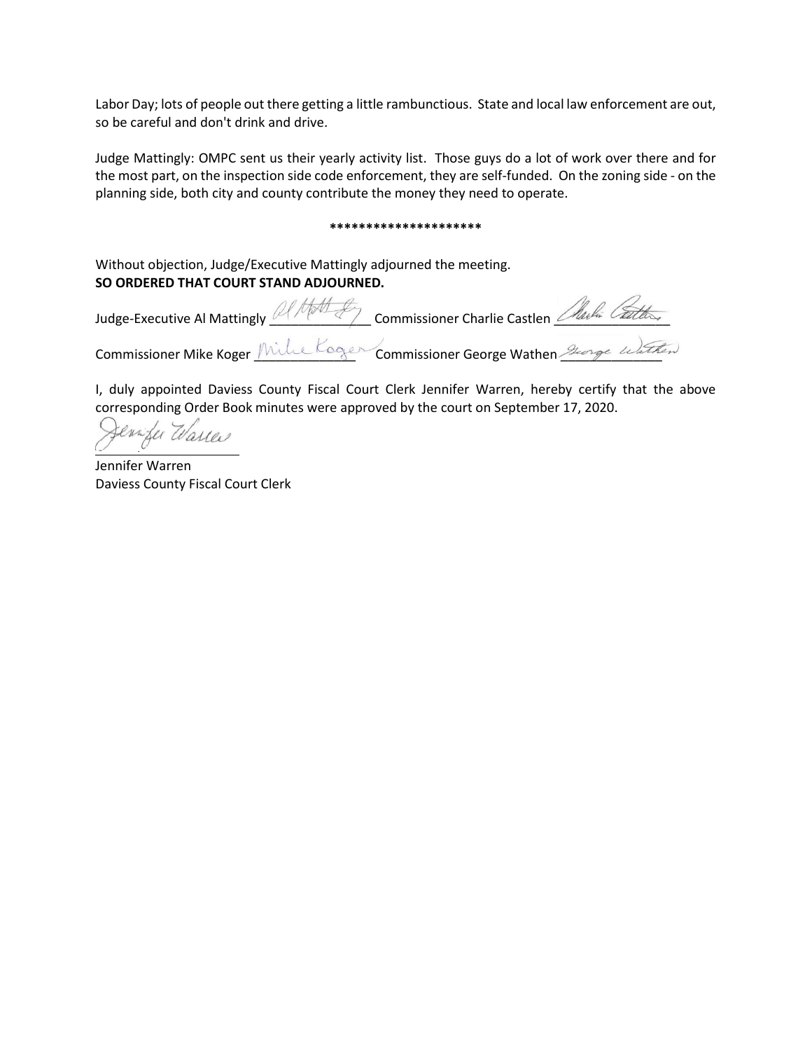Labor Day; lots of people out there getting a little rambunctious. State and local law enforcement are out, so be careful and don't drink and drive.

Judge Mattingly: OMPC sent us their yearly activity list. Those guys do a lot of work over there and for the most part, on the inspection side code enforcement, they are self-funded. On the zoning side - on the planning side, both city and county contribute the money they need to operate.

*********************

Without objection, Judge/Executive Mattingly adjourned the meeting.
**SO ORDERED THAT COURT STAND ADJOURNED.**

Judge-Executive Al Mattingly _______________ Commissioner Charlie Castlen _______________

Commissioner Mike Koger _______________ Commissioner George Wathen _______________

I, duly appointed Daviess County Fiscal Court Clerk Jennifer Warren, hereby certify that the above corresponding Order Book minutes were approved by the court on September 17, 2020.

_______________________

Jennifer Warren
Daviess County Fiscal Court Clerk